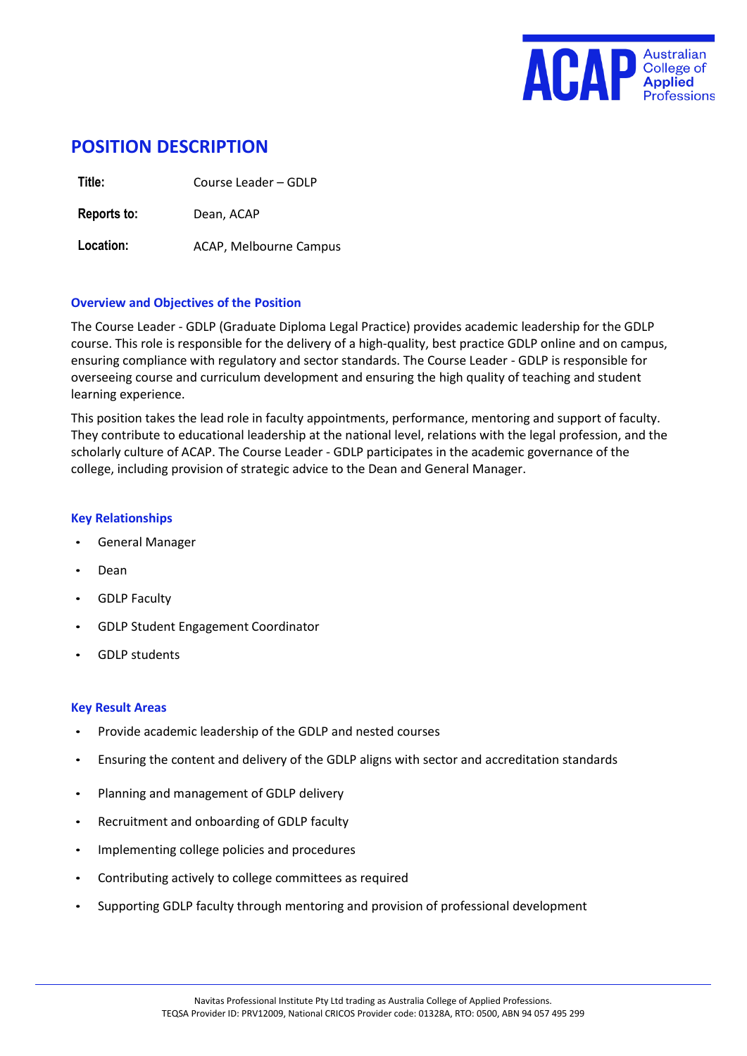# POSITION DESCRIPTION

| | |
|---|---|
| **Title:** | Course Leader – GDLP |
| **Reports to:** | Dean, ACAP |
| **Location:** | ACAP, Melbourne Campus |

### Overview and Objectives of the Position

The Course Leader - GDLP (Graduate Diploma Legal Practice) provides academic leadership for the GDLP course. This role is responsible for the delivery of a high-quality, best practice GDLP online and on campus, ensuring compliance with regulatory and sector standards. The Course Leader - GDLP is responsible for overseeing course and curriculum development and ensuring the high quality of teaching and student learning experience.

This position takes the lead role in faculty appointments, performance, mentoring and support of faculty. They contribute to educational leadership at the national level, relations with the legal profession, and the scholarly culture of ACAP. The Course Leader - GDLP participates in the academic governance of the college, including provision of strategic advice to the Dean and General Manager.

### Key Relationships

- General Manager
- Dean
- GDLP Faculty
- GDLP Student Engagement Coordinator
- GDLP students

### Key Result Areas

- Provide academic leadership of the GDLP and nested courses
- Ensuring the content and delivery of the GDLP aligns with sector and accreditation standards
- Planning and management of GDLP delivery
- Recruitment and onboarding of GDLP faculty
- Implementing college policies and procedures
- Contributing actively to college committees as required
- Supporting GDLP faculty through mentoring and provision of professional development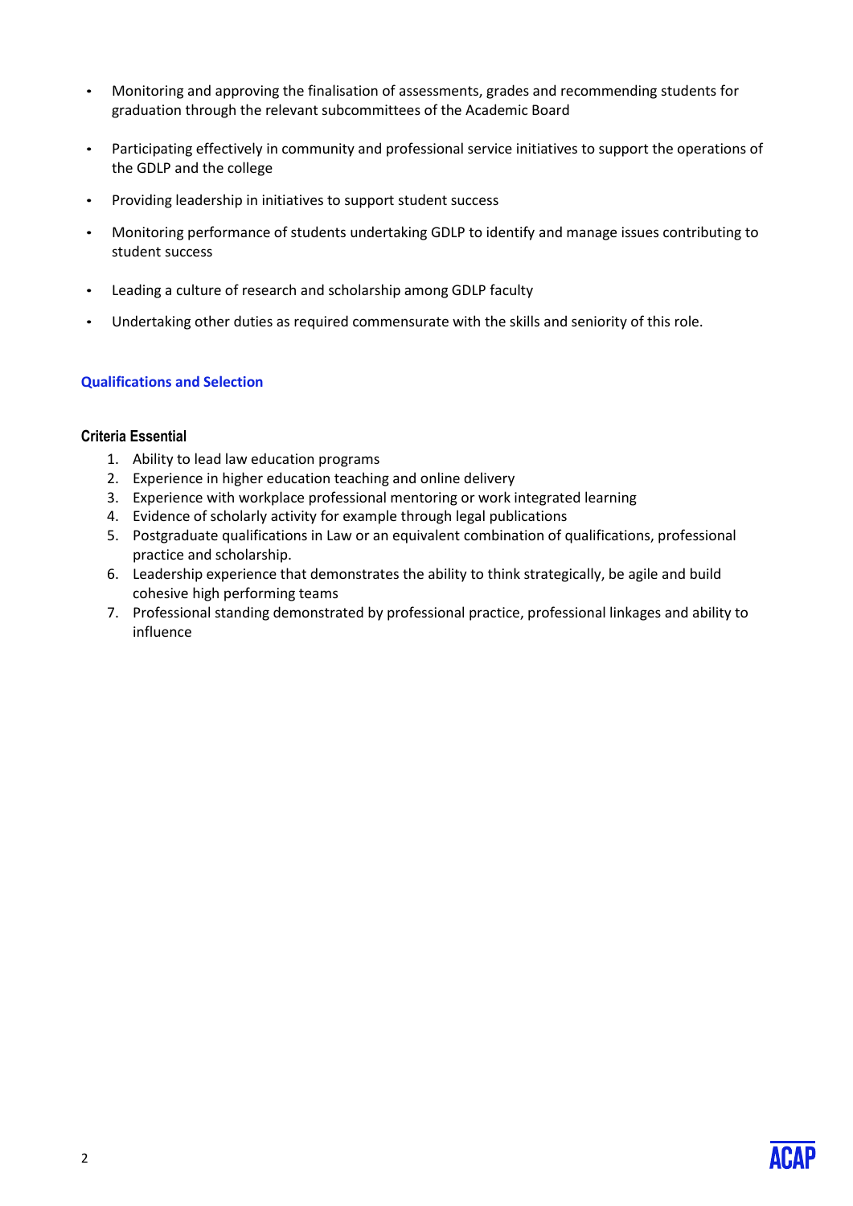- Monitoring and approving the finalisation of assessments, grades and recommending students for graduation through the relevant subcommittees of the Academic Board
- Participating effectively in community and professional service initiatives to support the operations of the GDLP and the college
- Providing leadership in initiatives to support student success
- Monitoring performance of students undertaking GDLP to identify and manage issues contributing to student success
- Leading a culture of research and scholarship among GDLP faculty
- Undertaking other duties as required commensurate with the skills and seniority of this role.

## Qualifications and Selection

### Criteria Essential

1. Ability to lead law education programs
2. Experience in higher education teaching and online delivery
3. Experience with workplace professional mentoring or work integrated learning
4. Evidence of scholarly activity for example through legal publications
5. Postgraduate qualifications in Law or an equivalent combination of qualifications, professional practice and scholarship.
6. Leadership experience that demonstrates the ability to think strategically, be agile and build cohesive high performing teams
7. Professional standing demonstrated by professional practice, professional linkages and ability to influence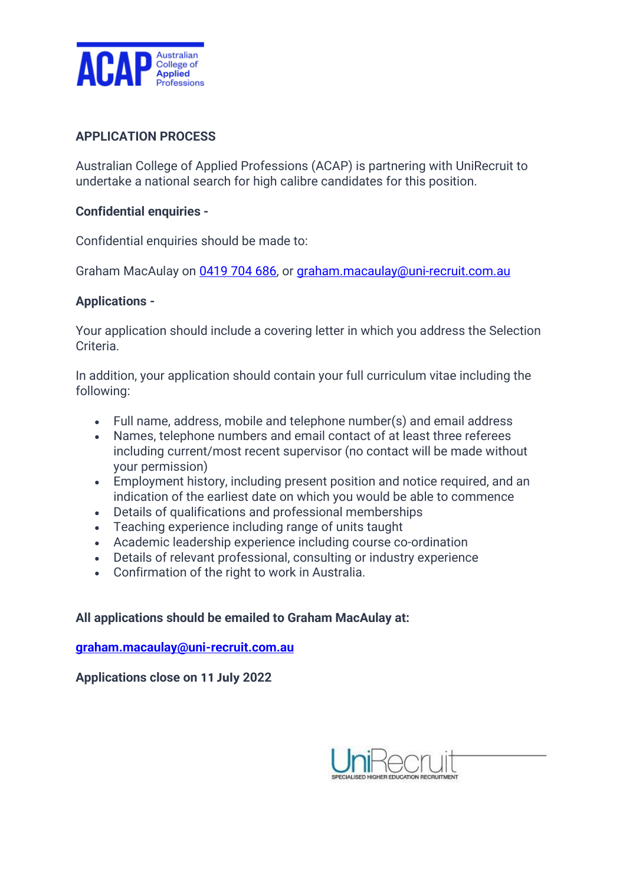## APPLICATION PROCESS

Australian College of Applied Professions (ACAP) is partnering with UniRecruit to undertake a national search for high calibre candidates for this position.

**Confidential enquiries -**

Confidential enquiries should be made to:

Graham MacAulay on 0419 704 686, or graham.macaulay@uni-recruit.com.au

**Applications -**

Your application should include a covering letter in which you address the Selection Criteria.

In addition, your application should contain your full curriculum vitae including the following:

- Full name, address, mobile and telephone number(s) and email address
- Names, telephone numbers and email contact of at least three referees including current/most recent supervisor (no contact will be made without your permission)
- Employment history, including present position and notice required, and an indication of the earliest date on which you would be able to commence
- Details of qualifications and professional memberships
- Teaching experience including range of units taught
- Academic leadership experience including course co-ordination
- Details of relevant professional, consulting or industry experience
- Confirmation of the right to work in Australia.

**All applications should be emailed to Graham MacAulay at:**

**graham.macaulay@uni-recruit.com.au**

**Applications close on 11 July 2022**